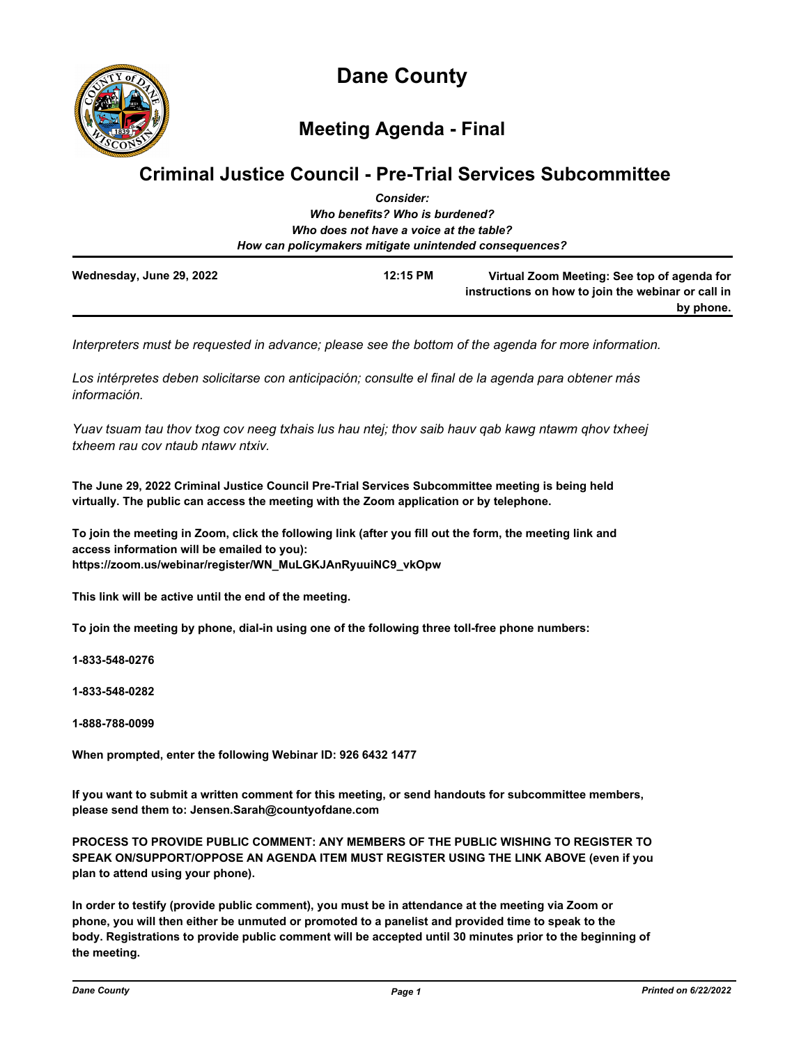# Dane County

## Meeting Agenda - Final

## Criminal Justice Council - Pre-Trial Services Subcommittee

*Consider:*
*Who benefits? Who is burdened?*
*Who does not have a voice at the table?*
*How can policymakers mitigate unintended consequences?*

**Wednesday, June 29, 2022** **12:15 PM** **Virtual Zoom Meeting: See top of agenda for instructions on how to join the webinar or call in by phone.**

*Interpreters must be requested in advance; please see the bottom of the agenda for more information.*

*Los intérpretes deben solicitarse con anticipación; consulte el final de la agenda para obtener más información.*

*Yuav tsuam tau thov txog cov neeg txhais lus hau ntej; thov saib hauv qab kawg ntawm qhov txheej txheem rau cov ntaub ntawv ntxiv.*

**The June 29, 2022 Criminal Justice Council Pre-Trial Services Subcommittee meeting is being held virtually. The public can access the meeting with the Zoom application or by telephone.**

**To join the meeting in Zoom, click the following link (after you fill out the form, the meeting link and access information will be emailed to you): https://zoom.us/webinar/register/WN_MuLGKJAnRyuuiNC9_vkOpw**

**This link will be active until the end of the meeting.**

**To join the meeting by phone, dial-in using one of the following three toll-free phone numbers:**

**1-833-548-0276**

**1-833-548-0282**

**1-888-788-0099**

**When prompted, enter the following Webinar ID: 926 6432 1477**

**If you want to submit a written comment for this meeting, or send handouts for subcommittee members, please send them to: Jensen.Sarah@countyofdane.com**

**PROCESS TO PROVIDE PUBLIC COMMENT: ANY MEMBERS OF THE PUBLIC WISHING TO REGISTER TO SPEAK ON/SUPPORT/OPPOSE AN AGENDA ITEM MUST REGISTER USING THE LINK ABOVE (even if you plan to attend using your phone).**

**In order to testify (provide public comment), you must be in attendance at the meeting via Zoom or phone, you will then either be unmuted or promoted to a panelist and provided time to speak to the body. Registrations to provide public comment will be accepted until 30 minutes prior to the beginning of the meeting.**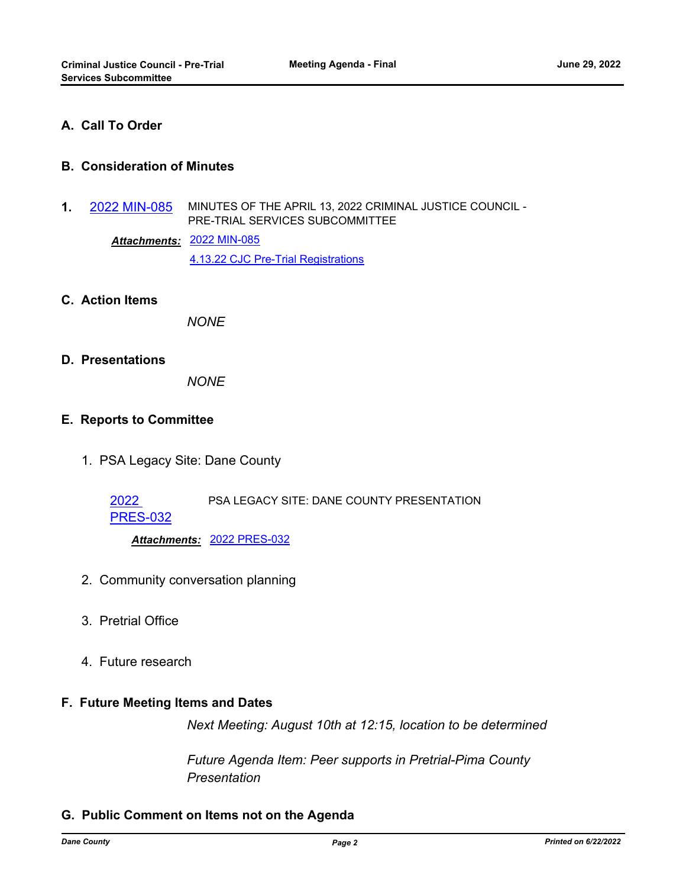## A. Call To Order

## B. Consideration of Minutes

1. 2022 MIN-085 MINUTES OF THE APRIL 13, 2022 CRIMINAL JUSTICE COUNCIL - PRE-TRIAL SERVICES SUBCOMMITTEE

   ***Attachments:*** 2022 MIN-085
   4.13.22 CJC Pre-Trial Registrations

## C. Action Items

*NONE*

## D. Presentations

*NONE*

## E. Reports to Committee

1. PSA Legacy Site: Dane County

   2022 PRES-032 PSA LEGACY SITE: DANE COUNTY PRESENTATION

   ***Attachments:*** 2022 PRES-032

2. Community conversation planning

3. Pretrial Office

4. Future research

## F. Future Meeting Items and Dates

*Next Meeting: August 10th at 12:15, location to be determined*

*Future Agenda Item: Peer supports in Pretrial-Pima County Presentation*

## G. Public Comment on Items not on the Agenda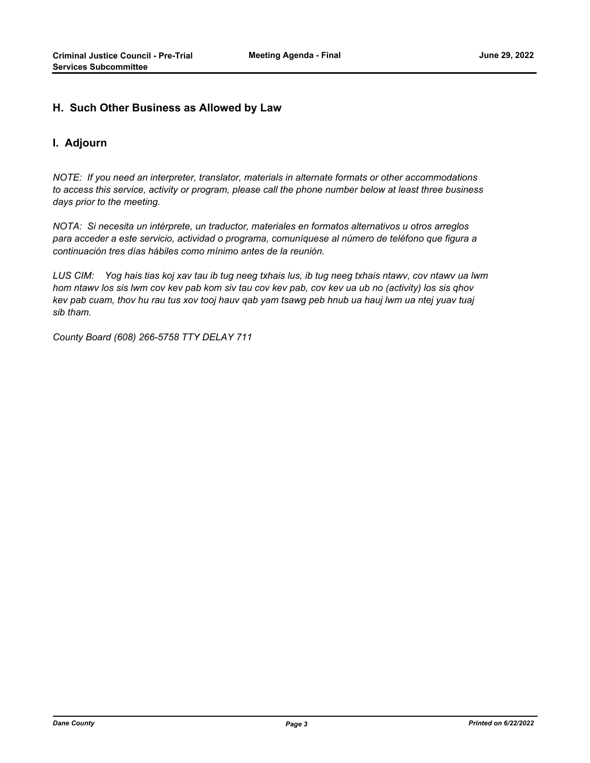## H. Such Other Business as Allowed by Law

## I. Adjourn

*NOTE: If you need an interpreter, translator, materials in alternate formats or other accommodations to access this service, activity or program, please call the phone number below at least three business days prior to the meeting.*

*NOTA: Si necesita un intérprete, un traductor, materiales en formatos alternativos u otros arreglos para acceder a este servicio, actividad o programa, comuníquese al número de teléfono que figura a continuación tres días hábiles como mínimo antes de la reunión.*

*LUS CIM: Yog hais tias koj xav tau ib tug neeg txhais lus, ib tug neeg txhais ntawv, cov ntawv ua lwm hom ntawv los sis lwm cov kev pab kom siv tau cov kev pab, cov kev ua ub no (activity) los sis qhov kev pab cuam, thov hu rau tus xov tooj hauv qab yam tsawg peb hnub ua hauj lwm ua ntej yuav tuaj sib tham.*

*County Board (608) 266-5758 TTY DELAY 711*